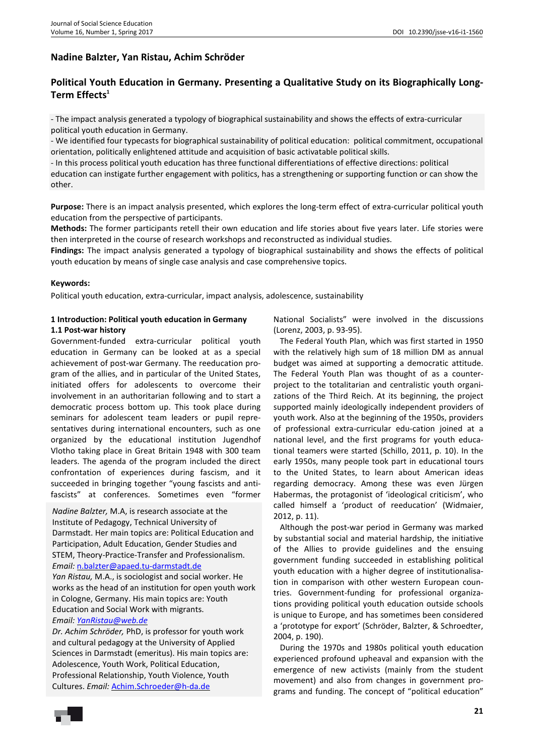## Nadine Balzter, Yan Ristau, Achim Schröder

# Political Youth Education in Germany. Presenting a Qualitative Study on its Biographically Long-Term Effects[1]

- The impact analysis generated a typology of biographical sustainability and shows the effects of extra-curricular political youth education in Germany.
- We identified four typecasts for biographical sustainability of political education: political commitment, occupational orientation, politically enlightened attitude and acquisition of basic activatable political skills.
- In this process political youth education has three functional differentiations of effective directions: political education can instigate further engagement with politics, has a strengthening or supporting function or can show the other.

**Purpose:** There is an impact analysis presented, which explores the long-term effect of extra-curricular political youth education from the perspective of participants.

**Methods:** The former participants retell their own education and life stories about five years later. Life stories were then interpreted in the course of research workshops and reconstructed as individual studies.

**Findings:** The impact analysis generated a typology of biographical sustainability and shows the effects of political youth education by means of single case analysis and case comprehensive topics.

**Keywords:**

Political youth education, extra-curricular, impact analysis, adolescence, sustainability

## 1 Introduction: Political youth education in Germany

### 1.1 Post-war history

Government-funded extra-curricular political youth education in Germany can be looked at as a special achievement of post-war Germany. The reeducation program of the allies, and in particular of the United States, initiated offers for adolescents to overcome their involvement in an authoritarian following and to start a democratic process bottom up. This took place during seminars for adolescent team leaders or pupil representatives during international encounters, such as one organized by the educational institution Jugendhof Vlotho taking place in Great Britain 1948 with 300 team leaders. The agenda of the program included the direct confrontation of experiences during fascism, and it succeeded in bringing together "young fascists and anti-fascists" at conferences. Sometimes even "former National Socialists" were involved in the discussions (Lorenz, 2003, p. 93-95).

The Federal Youth Plan, which was first started in 1950 with the relatively high sum of 18 million DM as annual budget was aimed at supporting a democratic attitude. The Federal Youth Plan was thought of as a counter-project to the totalitarian and centralistic youth organizations of the Third Reich. At its beginning, the project supported mainly ideologically independent providers of youth work. Also at the beginning of the 1950s, providers of professional extra-curricular edu-cation joined at a national level, and the first programs for youth educational teamers were started (Schillo, 2011, p. 10). In the early 1950s, many people took part in educational tours to the United States, to learn about American ideas regarding democracy. Among these was even Jürgen Habermas, the protagonist of 'ideological criticism', who called himself a 'product of reeducation' (Widmaier, 2012, p. 11).

Although the post-war period in Germany was marked by substantial social and material hardship, the initiative of the Allies to provide guidelines and the ensuing government funding succeeded in establishing political youth education with a higher degree of institutionalisation in comparison with other western European countries. Government-funding for professional organizations providing political youth education outside schools is unique to Europe, and has sometimes been considered a 'prototype for export' (Schröder, Balzter, & Schroedter, 2004, p. 190).

During the 1970s and 1980s political youth education experienced profound upheaval and expansion with the emergence of new activists (mainly from the student movement) and also from changes in government programs and funding. The concept of "political education"

*Nadine Balzter,* M.A, is research associate at the Institute of Pedagogy, Technical University of Darmstadt. Her main topics are: Political Education and Participation, Adult Education, Gender Studies and STEM, Theory-Practice-Transfer and Professionalism. *Email:* n.balzter@apaed.tu-darmstadt.de

*Yan Ristau,* M.A., is sociologist and social worker. He works as the head of an institution for open youth work in Cologne, Germany. His main topics are: Youth Education and Social Work with migrants. *Email:* YanRistau@web.de

*Dr. Achim Schröder,* PhD, is professor for youth work and cultural pedagogy at the University of Applied Sciences in Darmstadt (emeritus). His main topics are: Adolescence, Youth Work, Political Education, Professional Relationship, Youth Violence, Youth Cultures. *Email:* Achim.Schroeder@h-da.de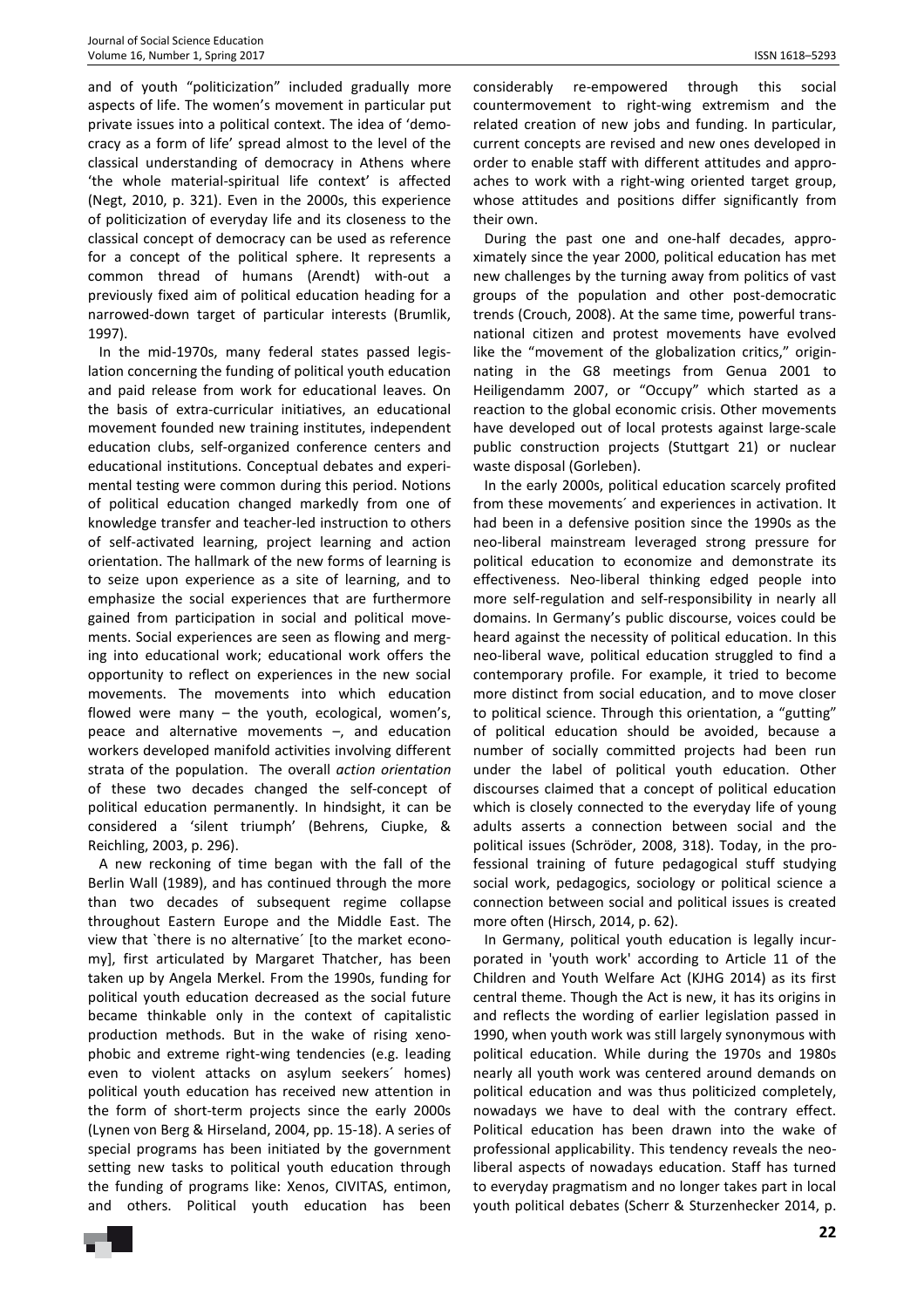and of youth "politicization" included gradually more aspects of life. The women's movement in particular put private issues into a political context. The idea of 'democracy as a form of life' spread almost to the level of the classical understanding of democracy in Athens where 'the whole material-spiritual life context' is affected (Negt, 2010, p. 321). Even in the 2000s, this experience of politicization of everyday life and its closeness to the classical concept of democracy can be used as reference for a concept of the political sphere. It represents a common thread of humans (Arendt) with-out a previously fixed aim of political education heading for a narrowed-down target of particular interests (Brumlik, 1997).

In the mid-1970s, many federal states passed legislation concerning the funding of political youth education and paid release from work for educational leaves. On the basis of extra-curricular initiatives, an educational movement founded new training institutes, independent education clubs, self-organized conference centers and educational institutions. Conceptual debates and experimental testing were common during this period. Notions of political education changed markedly from one of knowledge transfer and teacher-led instruction to others of self-activated learning, project learning and action orientation. The hallmark of the new forms of learning is to seize upon experience as a site of learning, and to emphasize the social experiences that are furthermore gained from participation in social and political movements. Social experiences are seen as flowing and merging into educational work; educational work offers the opportunity to reflect on experiences in the new social movements. The movements into which education flowed were many – the youth, ecological, women's, peace and alternative movements –, and education workers developed manifold activities involving different strata of the population. The overall *action orientation* of these two decades changed the self-concept of political education permanently. In hindsight, it can be considered a 'silent triumph' (Behrens, Ciupke, & Reichling, 2003, p. 296).

A new reckoning of time began with the fall of the Berlin Wall (1989), and has continued through the more than two decades of subsequent regime collapse throughout Eastern Europe and the Middle East. The view that `there is no alternative´ [to the market economy], first articulated by Margaret Thatcher, has been taken up by Angela Merkel. From the 1990s, funding for political youth education decreased as the social future became thinkable only in the context of capitalistic production methods. But in the wake of rising xenophobic and extreme right-wing tendencies (e.g. leading even to violent attacks on asylum seekers´ homes) political youth education has received new attention in the form of short-term projects since the early 2000s (Lynen von Berg & Hirseland, 2004, pp. 15-18). A series of special programs has been initiated by the government setting new tasks to political youth education through the funding of programs like: Xenos, CIVITAS, entimon, and others. Political youth education has been considerably re-empowered through this social countermovement to right-wing extremism and the related creation of new jobs and funding. In particular, current concepts are revised and new ones developed in order to enable staff with different attitudes and approaches to work with a right-wing oriented target group, whose attitudes and positions differ significantly from their own.

During the past one and one-half decades, approximately since the year 2000, political education has met new challenges by the turning away from politics of vast groups of the population and other post-democratic trends (Crouch, 2008). At the same time, powerful transnational citizen and protest movements have evolved like the "movement of the globalization critics," originnating in the G8 meetings from Genua 2001 to Heiligendamm 2007, or "Occupy" which started as a reaction to the global economic crisis. Other movements have developed out of local protests against large-scale public construction projects (Stuttgart 21) or nuclear waste disposal (Gorleben).

In the early 2000s, political education scarcely profited from these movements´ and experiences in activation. It had been in a defensive position since the 1990s as the neo-liberal mainstream leveraged strong pressure for political education to economize and demonstrate its effectiveness. Neo-liberal thinking edged people into more self-regulation and self-responsibility in nearly all domains. In Germany's public discourse, voices could be heard against the necessity of political education. In this neo-liberal wave, political education struggled to find a contemporary profile. For example, it tried to become more distinct from social education, and to move closer to political science. Through this orientation, a "gutting" of political education should be avoided, because a number of socially committed projects had been run under the label of political youth education. Other discourses claimed that a concept of political education which is closely connected to the everyday life of young adults asserts a connection between social and the political issues (Schröder, 2008, 318). Today, in the professional training of future pedagogical stuff studying social work, pedagogics, sociology or political science a connection between social and political issues is created more often (Hirsch, 2014, p. 62).

In Germany, political youth education is legally incurporated in 'youth work' according to Article 11 of the Children and Youth Welfare Act (KJHG 2014) as its first central theme. Though the Act is new, it has its origins in and reflects the wording of earlier legislation passed in 1990, when youth work was still largely synonymous with political education. While during the 1970s and 1980s nearly all youth work was centered around demands on political education and was thus politicized completely, nowadays we have to deal with the contrary effect. Political education has been drawn into the wake of professional applicability. This tendency reveals the neo-liberal aspects of nowadays education. Staff has turned to everyday pragmatism and no longer takes part in local youth political debates (Scherr & Sturzenhecker 2014, p.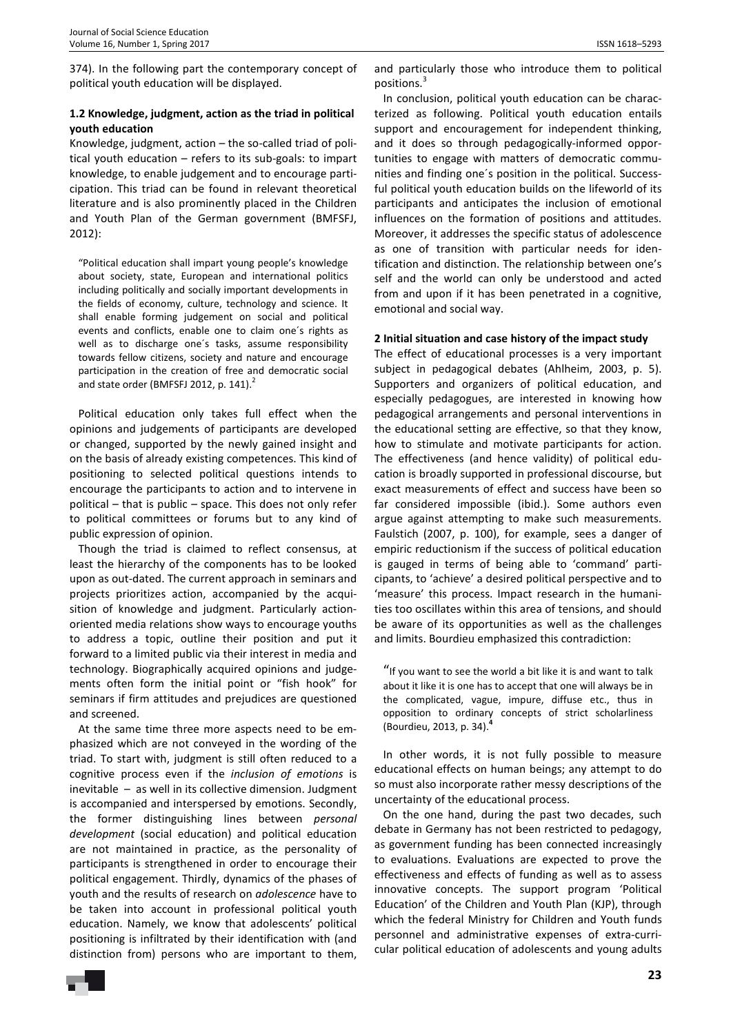374). In the following part the contemporary concept of political youth education will be displayed.

### 1.2 Knowledge, judgment, action as the triad in political youth education

Knowledge, judgment, action – the so-called triad of political youth education – refers to its sub-goals: to impart knowledge, to enable judgement and to encourage participation. This triad can be found in relevant theoretical literature and is also prominently placed in the Children and Youth Plan of the German government (BMFSFJ, 2012):

> "Political education shall impart young people's knowledge about society, state, European and international politics including politically and socially important developments in the fields of economy, culture, technology and science. It shall enable forming judgement on social and political events and conflicts, enable one to claim one´s rights as well as to discharge one´s tasks, assume responsibility towards fellow citizens, society and nature and encourage participation in the creation of free and democratic social and state order (BMFSFJ 2012, p. 141).[2]

Political education only takes full effect when the opinions and judgements of participants are developed or changed, supported by the newly gained insight and on the basis of already existing competences. This kind of positioning to selected political questions intends to encourage the participants to action and to intervene in political – that is public – space. This does not only refer to political committees or forums but to any kind of public expression of opinion.

Though the triad is claimed to reflect consensus, at least the hierarchy of the components has to be looked upon as out-dated. The current approach in seminars and projects prioritizes action, accompanied by the acquisition of knowledge and judgment. Particularly action-oriented media relations show ways to encourage youths to address a topic, outline their position and put it forward to a limited public via their interest in media and technology. Biographically acquired opinions and judgements often form the initial point or "fish hook" for seminars if firm attitudes and prejudices are questioned and screened.

At the same time three more aspects need to be emphasized which are not conveyed in the wording of the triad. To start with, judgment is still often reduced to a cognitive process even if the *inclusion of emotions* is inevitable – as well in its collective dimension. Judgment is accompanied and interspersed by emotions. Secondly, the former distinguishing lines between *personal development* (social education) and political education are not maintained in practice, as the personality of participants is strengthened in order to encourage their political engagement. Thirdly, dynamics of the phases of youth and the results of research on *adolescence* have to be taken into account in professional political youth education. Namely, we know that adolescents' political positioning is infiltrated by their identification with (and distinction from) persons who are important to them, and particularly those who introduce them to political positions.[3]

In conclusion, political youth education can be characterized as following. Political youth education entails support and encouragement for independent thinking, and it does so through pedagogically-informed opportunities to engage with matters of democratic communities and finding one´s position in the political. Successful political youth education builds on the lifeworld of its participants and anticipates the inclusion of emotional influences on the formation of positions and attitudes. Moreover, it addresses the specific status of adolescence as one of transition with particular needs for identification and distinction. The relationship between one's self and the world can only be understood and acted from and upon if it has been penetrated in a cognitive, emotional and social way.

## 2 Initial situation and case history of the impact study

The effect of educational processes is a very important subject in pedagogical debates (Ahlheim, 2003, p. 5). Supporters and organizers of political education, and especially pedagogues, are interested in knowing how pedagogical arrangements and personal interventions in the educational setting are effective, so that they know, how to stimulate and motivate participants for action. The effectiveness (and hence validity) of political education is broadly supported in professional discourse, but exact measurements of effect and success have been so far considered impossible (ibid.). Some authors even argue against attempting to make such measurements. Faulstich (2007, p. 100), for example, sees a danger of empiric reductionism if the success of political education is gauged in terms of being able to 'command' participants, to 'achieve' a desired political perspective and to 'measure' this process. Impact research in the humanities too oscillates within this area of tensions, and should be aware of its opportunities as well as the challenges and limits. Bourdieu emphasized this contradiction:

> "If you want to see the world a bit like it is and want to talk about it like it is one has to accept that one will always be in the complicated, vague, impure, diffuse etc., thus in opposition to ordinary concepts of strict scholarliness (Bourdieu, 2013, p. 34).[4]

In other words, it is not fully possible to measure educational effects on human beings; any attempt to do so must also incorporate rather messy descriptions of the uncertainty of the educational process.

On the one hand, during the past two decades, such debate in Germany has not been restricted to pedagogy, as government funding has been connected increasingly to evaluations. Evaluations are expected to prove the effectiveness and effects of funding as well as to assess innovative concepts. The support program 'Political Education' of the Children and Youth Plan (KJP), through which the federal Ministry for Children and Youth funds personnel and administrative expenses of extra-curricular political education of adolescents and young adults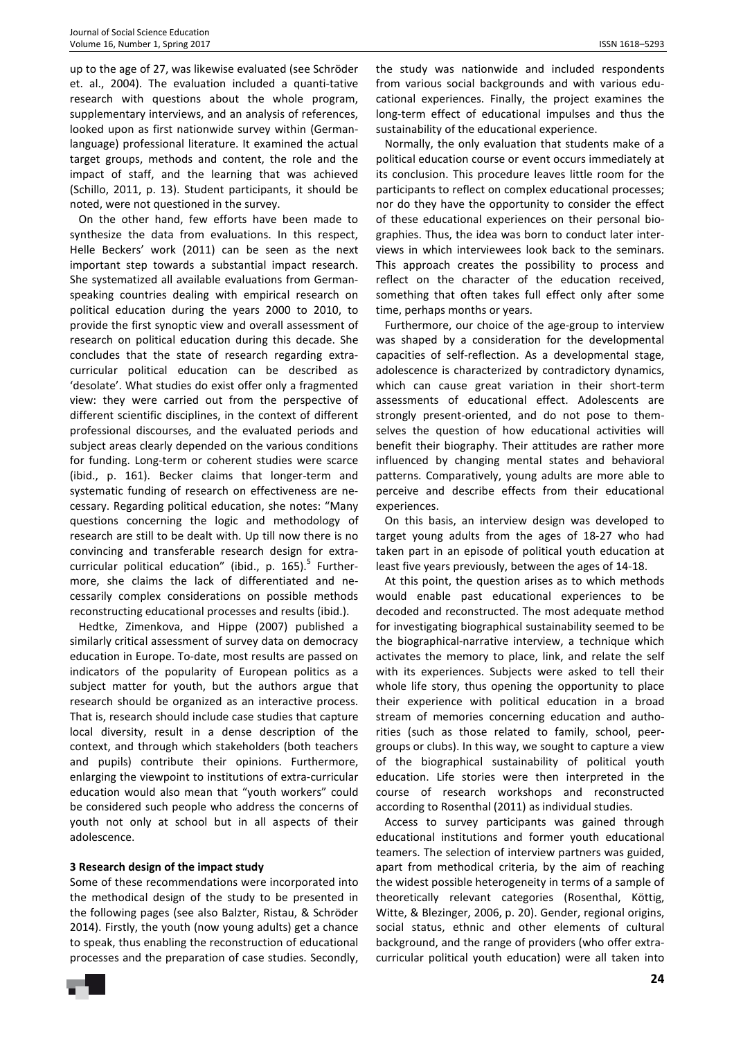up to the age of 27, was likewise evaluated (see Schröder et. al., 2004). The evaluation included a quanti-tative research with questions about the whole program, supplementary interviews, and an analysis of references, looked upon as first nationwide survey within (German-language) professional literature. It examined the actual target groups, methods and content, the role and the impact of staff, and the learning that was achieved (Schillo, 2011, p. 13). Student participants, it should be noted, were not questioned in the survey.

On the other hand, few efforts have been made to synthesize the data from evaluations. In this respect, Helle Beckers' work (2011) can be seen as the next important step towards a substantial impact research. She systematized all available evaluations from German-speaking countries dealing with empirical research on political education during the years 2000 to 2010, to provide the first synoptic view and overall assessment of research on political education during this decade. She concludes that the state of research regarding extra-curricular political education can be described as 'desolate'. What studies do exist offer only a fragmented view: they were carried out from the perspective of different scientific disciplines, in the context of different professional discourses, and the evaluated periods and subject areas clearly depended on the various conditions for funding. Long-term or coherent studies were scarce (ibid., p. 161). Becker claims that longer-term and systematic funding of research on effectiveness are necessary. Regarding political education, she notes: "Many questions concerning the logic and methodology of research are still to be dealt with. Up till now there is no convincing and transferable research design for extra-curricular political education" (ibid., p. 165).[5] Furthermore, she claims the lack of differentiated and necessarily complex considerations on possible methods reconstructing educational processes and results (ibid.).

Hedtke, Zimenkova, and Hippe (2007) published a similarly critical assessment of survey data on democracy education in Europe. To-date, most results are passed on indicators of the popularity of European politics as a subject matter for youth, but the authors argue that research should be organized as an interactive process. That is, research should include case studies that capture local diversity, result in a dense description of the context, and through which stakeholders (both teachers and pupils) contribute their opinions. Furthermore, enlarging the viewpoint to institutions of extra-curricular education would also mean that "youth workers" could be considered such people who address the concerns of youth not only at school but in all aspects of their adolescence.

**3 Research design of the impact study**

Some of these recommendations were incorporated into the methodical design of the study to be presented in the following pages (see also Balzter, Ristau, & Schröder 2014). Firstly, the youth (now young adults) get a chance to speak, thus enabling the reconstruction of educational processes and the preparation of case studies. Secondly, the study was nationwide and included respondents from various social backgrounds and with various educational experiences. Finally, the project examines the long-term effect of educational impulses and thus the sustainability of the educational experience.

Normally, the only evaluation that students make of a political education course or event occurs immediately at its conclusion. This procedure leaves little room for the participants to reflect on complex educational processes; nor do they have the opportunity to consider the effect of these educational experiences on their personal biographies. Thus, the idea was born to conduct later interviews in which interviewees look back to the seminars. This approach creates the possibility to process and reflect on the character of the education received, something that often takes full effect only after some time, perhaps months or years.

Furthermore, our choice of the age-group to interview was shaped by a consideration for the developmental capacities of self-reflection. As a developmental stage, adolescence is characterized by contradictory dynamics, which can cause great variation in their short-term assessments of educational effect. Adolescents are strongly present-oriented, and do not pose to themselves the question of how educational activities will benefit their biography. Their attitudes are rather more influenced by changing mental states and behavioral patterns. Comparatively, young adults are more able to perceive and describe effects from their educational experiences.

On this basis, an interview design was developed to target young adults from the ages of 18-27 who had taken part in an episode of political youth education at least five years previously, between the ages of 14-18.

At this point, the question arises as to which methods would enable past educational experiences to be decoded and reconstructed. The most adequate method for investigating biographical sustainability seemed to be the biographical-narrative interview, a technique which activates the memory to place, link, and relate the self with its experiences. Subjects were asked to tell their whole life story, thus opening the opportunity to place their experience with political education in a broad stream of memories concerning education and authorities (such as those related to family, school, peer-groups or clubs). In this way, we sought to capture a view of the biographical sustainability of political youth education. Life stories were then interpreted in the course of research workshops and reconstructed according to Rosenthal (2011) as individual studies.

Access to survey participants was gained through educational institutions and former youth educational teamers. The selection of interview partners was guided, apart from methodical criteria, by the aim of reaching the widest possible heterogeneity in terms of a sample of theoretically relevant categories (Rosenthal, Köttig, Witte, & Blezinger, 2006, p. 20). Gender, regional origins, social status, ethnic and other elements of cultural background, and the range of providers (who offer extra-curricular political youth education) were all taken into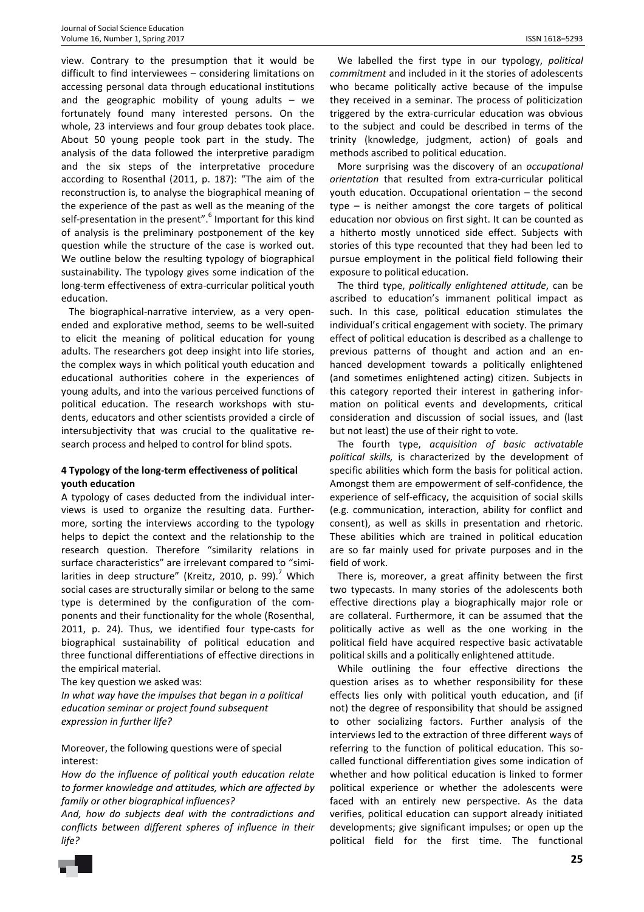view. Contrary to the presumption that it would be difficult to find interviewees – considering limitations on accessing personal data through educational institutions and the geographic mobility of young adults – we fortunately found many interested persons. On the whole, 23 interviews and four group debates took place. About 50 young people took part in the study. The analysis of the data followed the interpretive paradigm and the six steps of the interpretative procedure according to Rosenthal (2011, p. 187): "The aim of the reconstruction is, to analyse the biographical meaning of the experience of the past as well as the meaning of the self-presentation in the present".[6] Important for this kind of analysis is the preliminary postponement of the key question while the structure of the case is worked out. We outline below the resulting typology of biographical sustainability. The typology gives some indication of the long-term effectiveness of extra-curricular political youth education.

The biographical-narrative interview, as a very open-ended and explorative method, seems to be well-suited to elicit the meaning of political education for young adults. The researchers got deep insight into life stories, the complex ways in which political youth education and educational authorities cohere in the experiences of young adults, and into the various perceived functions of political education. The research workshops with students, educators and other scientists provided a circle of intersubjectivity that was crucial to the qualitative research process and helped to control for blind spots.

## 4 Typology of the long-term effectiveness of political youth education

A typology of cases deducted from the individual interviews is used to organize the resulting data. Furthermore, sorting the interviews according to the typology helps to depict the context and the relationship to the research question. Therefore "similarity relations in surface characteristics" are irrelevant compared to "similarities in deep structure" (Kreitz, 2010, p. 99).[7] Which social cases are structurally similar or belong to the same type is determined by the configuration of the components and their functionality for the whole (Rosenthal, 2011, p. 24). Thus, we identified four type-casts for biographical sustainability of political education and three functional differentiations of effective directions in the empirical material.

The key question we asked was:

*In what way have the impulses that began in a political education seminar or project found subsequent expression in further life?*

Moreover, the following questions were of special interest:

*How do the influence of political youth education relate to former knowledge and attitudes, which are affected by family or other biographical influences?*

*And, how do subjects deal with the contradictions and conflicts between different spheres of influence in their life?*

We labelled the first type in our typology, *political commitment* and included in it the stories of adolescents who became politically active because of the impulse they received in a seminar. The process of politicization triggered by the extra-curricular education was obvious to the subject and could be described in terms of the trinity (knowledge, judgment, action) of goals and methods ascribed to political education.

More surprising was the discovery of an *occupational orientation* that resulted from extra-curricular political youth education. Occupational orientation – the second type – is neither amongst the core targets of political education nor obvious on first sight. It can be counted as a hitherto mostly unnoticed side effect. Subjects with stories of this type recounted that they had been led to pursue employment in the political field following their exposure to political education.

The third type, *politically enlightened attitude*, can be ascribed to education's immanent political impact as such. In this case, political education stimulates the individual's critical engagement with society. The primary effect of political education is described as a challenge to previous patterns of thought and action and an enhanced development towards a politically enlightened (and sometimes enlightened acting) citizen. Subjects in this category reported their interest in gathering information on political events and developments, critical consideration and discussion of social issues, and (last but not least) the use of their right to vote.

The fourth type, *acquisition of basic activatable political skills,* is characterized by the development of specific abilities which form the basis for political action. Amongst them are empowerment of self-confidence, the experience of self-efficacy, the acquisition of social skills (e.g. communication, interaction, ability for conflict and consent), as well as skills in presentation and rhetoric. These abilities which are trained in political education are so far mainly used for private purposes and in the field of work.

There is, moreover, a great affinity between the first two typecasts. In many stories of the adolescents both effective directions play a biographically major role or are collateral. Furthermore, it can be assumed that the politically active as well as the one working in the political field have acquired respective basic activatable political skills and a politically enlightened attitude.

While outlining the four effective directions the question arises as to whether responsibility for these effects lies only with political youth education, and (if not) the degree of responsibility that should be assigned to other socializing factors. Further analysis of the interviews led to the extraction of three different ways of referring to the function of political education. This so-called functional differentiation gives some indication of whether and how political education is linked to former political experience or whether the adolescents were faced with an entirely new perspective. As the data verifies, political education can support already initiated developments; give significant impulses; or open up the political field for the first time. The functional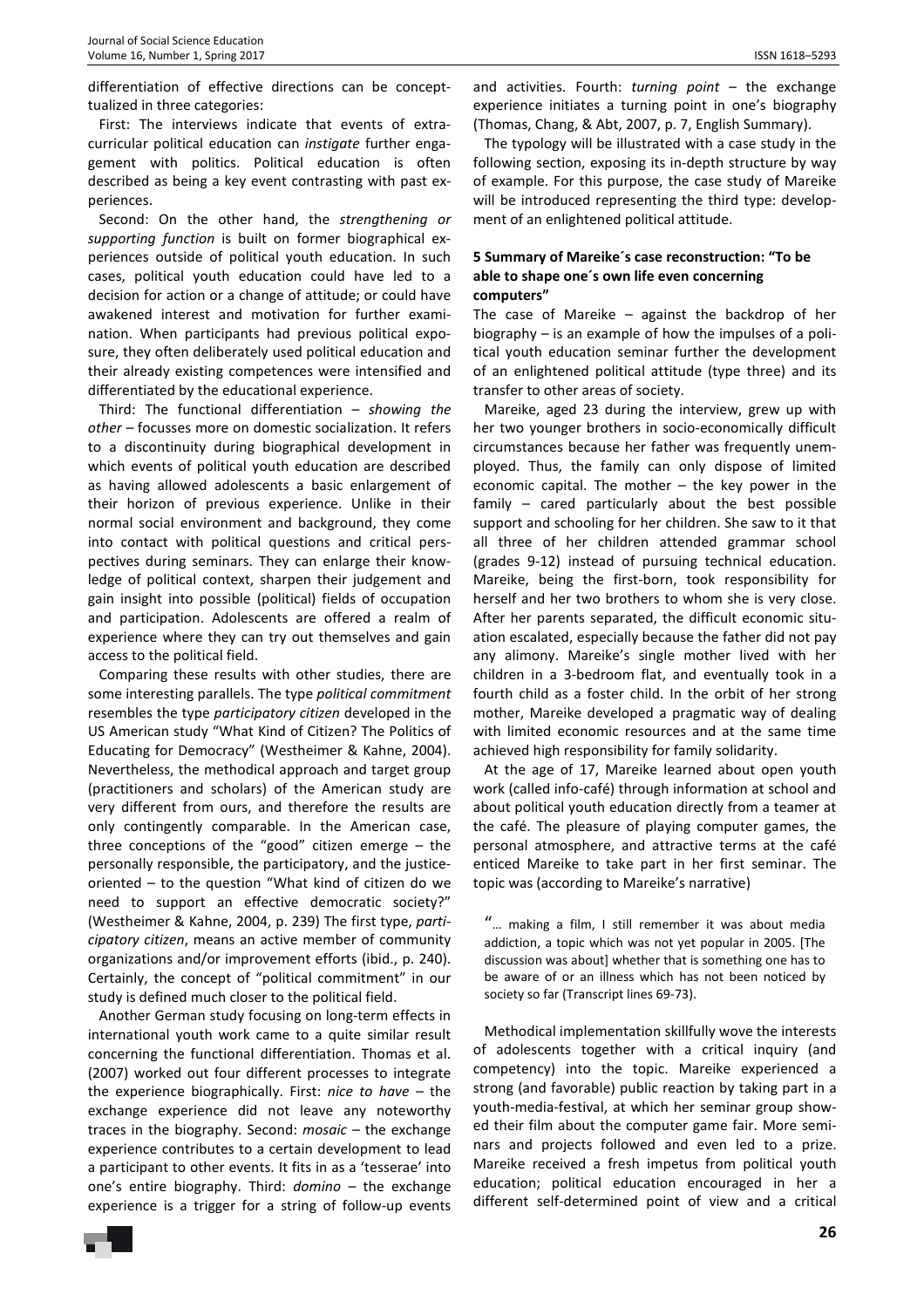differentiation of effective directions can be conceptualized in three categories:

First: The interviews indicate that events of extracurricular political education can *instigate* further engagement with politics. Political education is often described as being a key event contrasting with past experiences.

Second: On the other hand, the *strengthening or supporting function* is built on former biographical experiences outside of political youth education. In such cases, political youth education could have led to a decision for action or a change of attitude; or could have awakened interest and motivation for further examination. When participants had previous political exposure, they often deliberately used political education and their already existing competences were intensified and differentiated by the educational experience.

Third: The functional differentiation – *showing the other* – focusses more on domestic socialization. It refers to a discontinuity during biographical development in which events of political youth education are described as having allowed adolescents a basic enlargement of their horizon of previous experience. Unlike in their normal social environment and background, they come into contact with political questions and critical perspectives during seminars. They can enlarge their knowledge of political context, sharpen their judgement and gain insight into possible (political) fields of occupation and participation. Adolescents are offered a realm of experience where they can try out themselves and gain access to the political field.

Comparing these results with other studies, there are some interesting parallels. The type *political commitment* resembles the type *participatory citizen* developed in the US American study "What Kind of Citizen? The Politics of Educating for Democracy" (Westheimer & Kahne, 2004). Nevertheless, the methodical approach and target group (practitioners and scholars) of the American study are very different from ours, and therefore the results are only contingently comparable. In the American case, three conceptions of the "good" citizen emerge – the personally responsible, the participatory, and the justice-oriented – to the question "What kind of citizen do we need to support an effective democratic society?" (Westheimer & Kahne, 2004, p. 239) The first type, *participatory citizen*, means an active member of community organizations and/or improvement efforts (ibid., p. 240). Certainly, the concept of "political commitment" in our study is defined much closer to the political field.

Another German study focusing on long-term effects in international youth work came to a quite similar result concerning the functional differentiation. Thomas et al. (2007) worked out four different processes to integrate the experience biographically. First: *nice to have* – the exchange experience did not leave any noteworthy traces in the biography. Second: *mosaic* – the exchange experience contributes to a certain development to lead a participant to other events. It fits in as a 'tesserae' into one's entire biography. Third: *domino* – the exchange experience is a trigger for a string of follow-up events and activities. Fourth: *turning point* – the exchange experience initiates a turning point in one's biography (Thomas, Chang, & Abt, 2007, p. 7, English Summary).

The typology will be illustrated with a case study in the following section, exposing its in-depth structure by way of example. For this purpose, the case study of Mareike will be introduced representing the third type: development of an enlightened political attitude.

## 5 Summary of Mareike´s case reconstruction: "To be able to shape one´s own life even concerning computers"

The case of Mareike – against the backdrop of her biography – is an example of how the impulses of a political youth education seminar further the development of an enlightened political attitude (type three) and its transfer to other areas of society.

Mareike, aged 23 during the interview, grew up with her two younger brothers in socio-economically difficult circumstances because her father was frequently unemployed. Thus, the family can only dispose of limited economic capital. The mother – the key power in the family – cared particularly about the best possible support and schooling for her children. She saw to it that all three of her children attended grammar school (grades 9-12) instead of pursuing technical education. Mareike, being the first-born, took responsibility for herself and her two brothers to whom she is very close. After her parents separated, the difficult economic situation escalated, especially because the father did not pay any alimony. Mareike's single mother lived with her children in a 3-bedroom flat, and eventually took in a fourth child as a foster child. In the orbit of her strong mother, Mareike developed a pragmatic way of dealing with limited economic resources and at the same time achieved high responsibility for family solidarity.

At the age of 17, Mareike learned about open youth work (called info-café) through information at school and about political youth education directly from a teamer at the café. The pleasure of playing computer games, the personal atmosphere, and attractive terms at the café enticed Mareike to take part in her first seminar. The topic was (according to Mareike's narrative)

> "… making a film, I still remember it was about media addiction, a topic which was not yet popular in 2005. [The discussion was about] whether that is something one has to be aware of or an illness which has not been noticed by society so far (Transcript lines 69-73).

Methodical implementation skillfully wove the interests of adolescents together with a critical inquiry (and competency) into the topic. Mareike experienced a strong (and favorable) public reaction by taking part in a youth-media-festival, at which her seminar group showed their film about the computer game fair. More seminars and projects followed and even led to a prize. Mareike received a fresh impetus from political youth education; political education encouraged in her a different self-determined point of view and a critical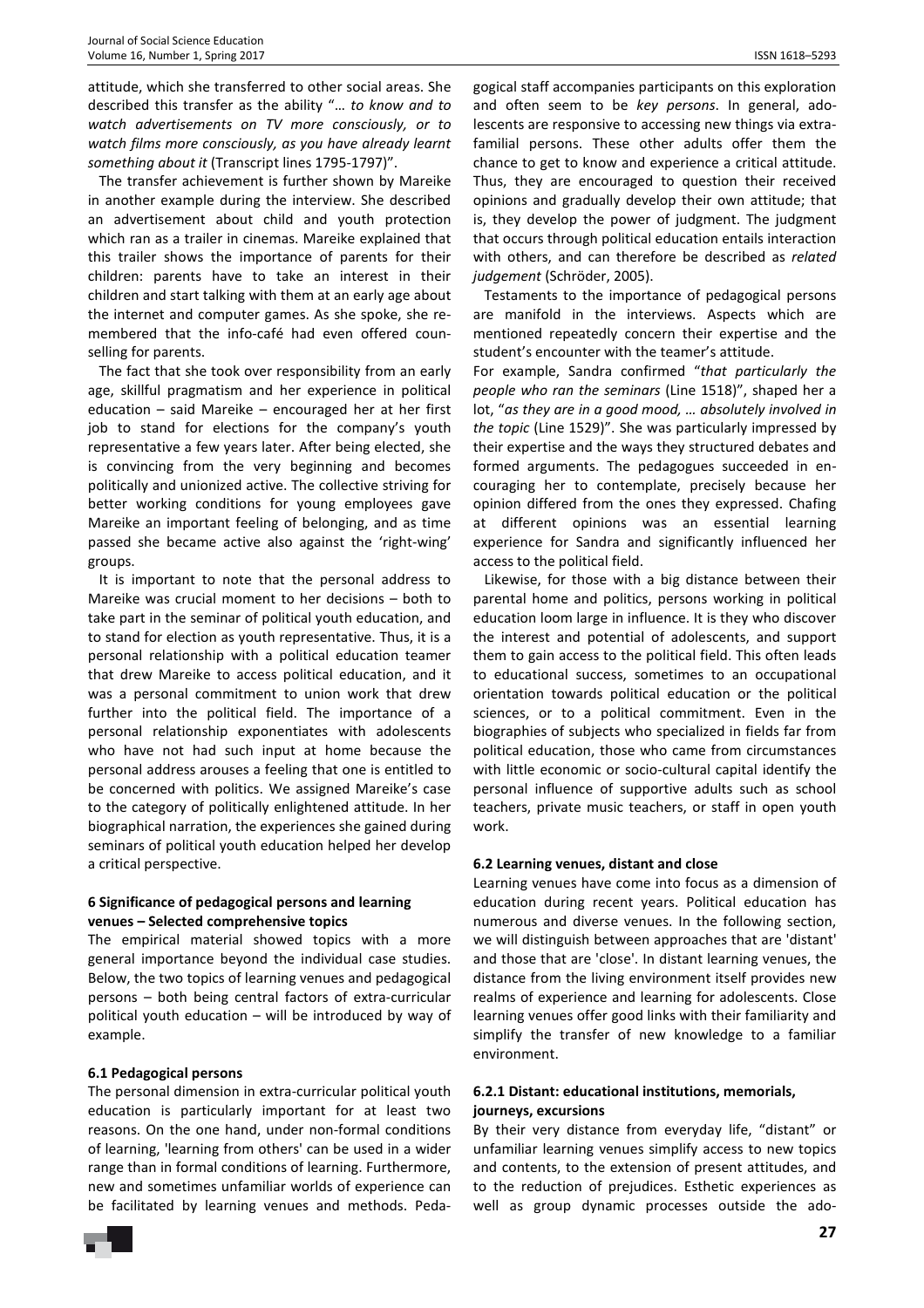attitude, which she transferred to other social areas. She described this transfer as the ability "… *to know and to watch advertisements on TV more consciously, or to watch films more consciously, as you have already learnt something about it* (Transcript lines 1795-1797)".

The transfer achievement is further shown by Mareike in another example during the interview. She described an advertisement about child and youth protection which ran as a trailer in cinemas. Mareike explained that this trailer shows the importance of parents for their children: parents have to take an interest in their children and start talking with them at an early age about the internet and computer games. As she spoke, she remembered that the info-café had even offered counselling for parents.

The fact that she took over responsibility from an early age, skillful pragmatism and her experience in political education – said Mareike – encouraged her at her first job to stand for elections for the company's youth representative a few years later. After being elected, she is convincing from the very beginning and becomes politically and unionized active. The collective striving for better working conditions for young employees gave Mareike an important feeling of belonging, and as time passed she became active also against the 'right-wing' groups.

It is important to note that the personal address to Mareike was crucial moment to her decisions – both to take part in the seminar of political youth education, and to stand for election as youth representative. Thus, it is a personal relationship with a political education teamer that drew Mareike to access political education, and it was a personal commitment to union work that drew further into the political field. The importance of a personal relationship exponentiates with adolescents who have not had such input at home because the personal address arouses a feeling that one is entitled to be concerned with politics. We assigned Mareike's case to the category of politically enlightened attitude. In her biographical narration, the experiences she gained during seminars of political youth education helped her develop a critical perspective.

## 6 Significance of pedagogical persons and learning venues – Selected comprehensive topics

The empirical material showed topics with a more general importance beyond the individual case studies. Below, the two topics of learning venues and pedagogical persons – both being central factors of extra-curricular political youth education – will be introduced by way of example.

### 6.1 Pedagogical persons

The personal dimension in extra-curricular political youth education is particularly important for at least two reasons. On the one hand, under non-formal conditions of learning, 'learning from others' can be used in a wider range than in formal conditions of learning. Furthermore, new and sometimes unfamiliar worlds of experience can be facilitated by learning venues and methods. Pedagogical staff accompanies participants on this exploration and often seem to be *key persons*. In general, adolescents are responsive to accessing new things via extra-familial persons. These other adults offer them the chance to get to know and experience a critical attitude. Thus, they are encouraged to question their received opinions and gradually develop their own attitude; that is, they develop the power of judgment. The judgment that occurs through political education entails interaction with others, and can therefore be described as *related judgement* (Schröder, 2005).

Testaments to the importance of pedagogical persons are manifold in the interviews. Aspects which are mentioned repeatedly concern their expertise and the student's encounter with the teamer's attitude.

For example, Sandra confirmed "*that particularly the people who ran the seminars* (Line 1518)", shaped her a lot, "*as they are in a good mood, … absolutely involved in the topic* (Line 1529)". She was particularly impressed by their expertise and the ways they structured debates and formed arguments. The pedagogues succeeded in encouraging her to contemplate, precisely because her opinion differed from the ones they expressed. Chafing at different opinions was an essential learning experience for Sandra and significantly influenced her access to the political field.

Likewise, for those with a big distance between their parental home and politics, persons working in political education loom large in influence. It is they who discover the interest and potential of adolescents, and support them to gain access to the political field. This often leads to educational success, sometimes to an occupational orientation towards political education or the political sciences, or to a political commitment. Even in the biographies of subjects who specialized in fields far from political education, those who came from circumstances with little economic or socio-cultural capital identify the personal influence of supportive adults such as school teachers, private music teachers, or staff in open youth work.

### 6.2 Learning venues, distant and close

Learning venues have come into focus as a dimension of education during recent years. Political education has numerous and diverse venues. In the following section, we will distinguish between approaches that are 'distant' and those that are 'close'. In distant learning venues, the distance from the living environment itself provides new realms of experience and learning for adolescents. Close learning venues offer good links with their familiarity and simplify the transfer of new knowledge to a familiar environment.

#### 6.2.1 Distant: educational institutions, memorials, journeys, excursions

By their very distance from everyday life, "distant" or unfamiliar learning venues simplify access to new topics and contents, to the extension of present attitudes, and to the reduction of prejudices. Esthetic experiences as well as group dynamic processes outside the ado-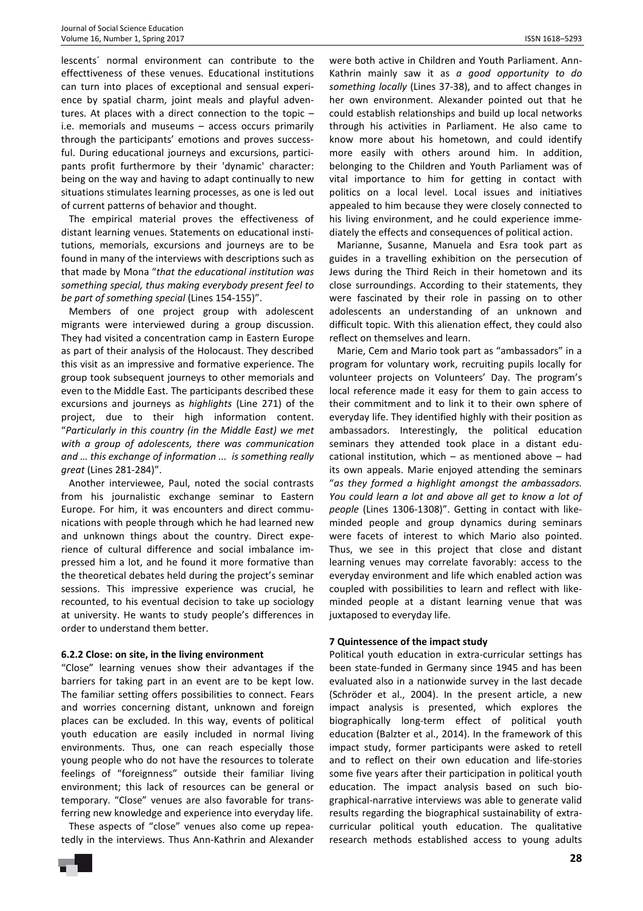lescents´ normal environment can contribute to the effecttiveness of these venues. Educational institutions can turn into places of exceptional and sensual experience by spatial charm, joint meals and playful adventures. At places with a direct connection to the topic – i.e. memorials and museums – access occurs primarily through the participants' emotions and proves successful. During educational journeys and excursions, participants profit furthermore by their 'dynamic' character: being on the way and having to adapt continually to new situations stimulates learning processes, as one is led out of current patterns of behavior and thought.

The empirical material proves the effectiveness of distant learning venues. Statements on educational institutions, memorials, excursions and journeys are to be found in many of the interviews with descriptions such as that made by Mona "*that the educational institution was something special, thus making everybody present feel to be part of something special* (Lines 154-155)".

Members of one project group with adolescent migrants were interviewed during a group discussion. They had visited a concentration camp in Eastern Europe as part of their analysis of the Holocaust. They described this visit as an impressive and formative experience. The group took subsequent journeys to other memorials and even to the Middle East. The participants described these excursions and journeys as *highlights* (Line 271) of the project, due to their high information content. "*Particularly in this country (in the Middle East) we met with a group of adolescents, there was communication and … this exchange of information ... is something really great* (Lines 281-284)".

Another interviewee, Paul, noted the social contrasts from his journalistic exchange seminar to Eastern Europe. For him, it was encounters and direct communications with people through which he had learned new and unknown things about the country. Direct experience of cultural difference and social imbalance impressed him a lot, and he found it more formative than the theoretical debates held during the project's seminar sessions. This impressive experience was crucial, he recounted, to his eventual decision to take up sociology at university. He wants to study people's differences in order to understand them better.

#### 6.2.2 Close: on site, in the living environment

"Close" learning venues show their advantages if the barriers for taking part in an event are to be kept low. The familiar setting offers possibilities to connect. Fears and worries concerning distant, unknown and foreign places can be excluded. In this way, events of political youth education are easily included in normal living environments. Thus, one can reach especially those young people who do not have the resources to tolerate feelings of "foreignness" outside their familiar living environment; this lack of resources can be general or temporary. "Close" venues are also favorable for transferring new knowledge and experience into everyday life.

These aspects of "close" venues also come up repeatedly in the interviews. Thus Ann-Kathrin and Alexander were both active in Children and Youth Parliament. Ann-Kathrin mainly saw it as *a good opportunity to do something locally* (Lines 37-38), and to affect changes in her own environment. Alexander pointed out that he could establish relationships and build up local networks through his activities in Parliament. He also came to know more about his hometown, and could identify more easily with others around him. In addition, belonging to the Children and Youth Parliament was of vital importance to him for getting in contact with politics on a local level. Local issues and initiatives appealed to him because they were closely connected to his living environment, and he could experience immediately the effects and consequences of political action.

Marianne, Susanne, Manuela and Esra took part as guides in a travelling exhibition on the persecution of Jews during the Third Reich in their hometown and its close surroundings. According to their statements, they were fascinated by their role in passing on to other adolescents an understanding of an unknown and difficult topic. With this alienation effect, they could also reflect on themselves and learn.

Marie, Cem and Mario took part as "ambassadors" in a program for voluntary work, recruiting pupils locally for volunteer projects on Volunteers' Day. The program's local reference made it easy for them to gain access to their commitment and to link it to their own sphere of everyday life. They identified highly with their position as ambassadors. Interestingly, the political education seminars they attended took place in a distant educational institution, which – as mentioned above – had its own appeals. Marie enjoyed attending the seminars "*as they formed a highlight amongst the ambassadors. You could learn a lot and above all get to know a lot of people* (Lines 1306-1308)". Getting in contact with like-minded people and group dynamics during seminars were facets of interest to which Mario also pointed. Thus, we see in this project that close and distant learning venues may correlate favorably: access to the everyday environment and life which enabled action was coupled with possibilities to learn and reflect with like-minded people at a distant learning venue that was juxtaposed to everyday life.

### 7 Quintessence of the impact study

Political youth education in extra-curricular settings has been state-funded in Germany since 1945 and has been evaluated also in a nationwide survey in the last decade (Schröder et al., 2004). In the present article, a new impact analysis is presented, which explores the biographically long-term effect of political youth education (Balzter et al., 2014). In the framework of this impact study, former participants were asked to retell and to reflect on their own education and life-stories some five years after their participation in political youth education. The impact analysis based on such biographical-narrative interviews was able to generate valid results regarding the biographical sustainability of extra-curricular political youth education. The qualitative research methods established access to young adults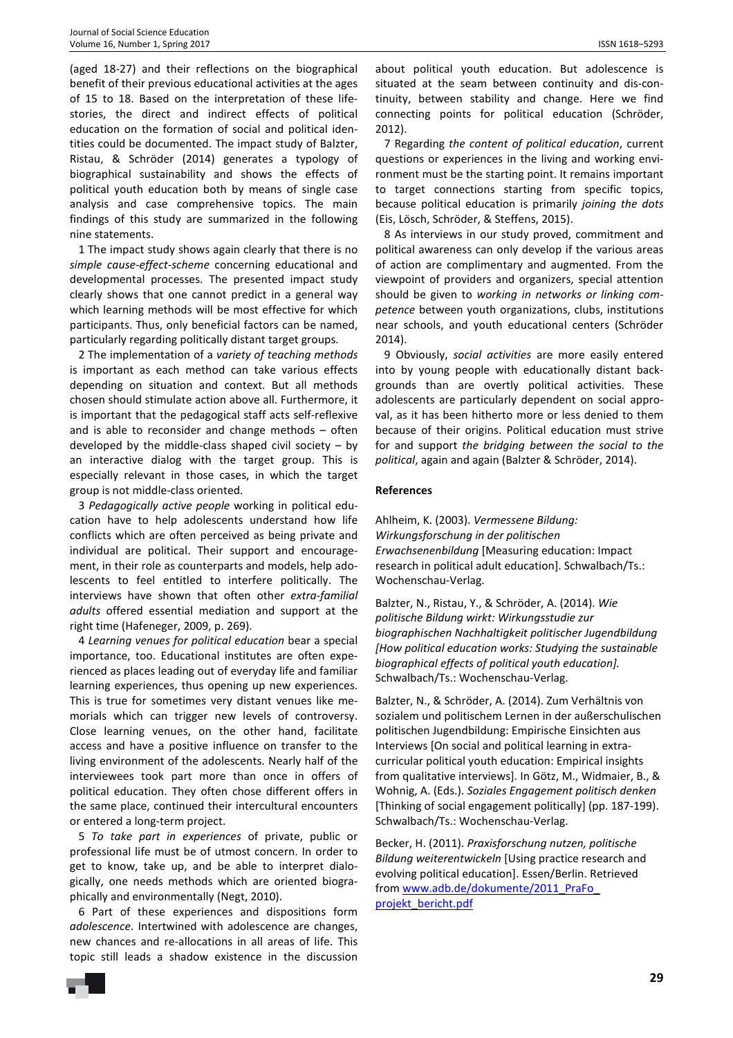(aged 18-27) and their reflections on the biographical benefit of their previous educational activities at the ages of 15 to 18. Based on the interpretation of these life-stories, the direct and indirect effects of political education on the formation of social and political identities could be documented. The impact study of Balzter, Ristau, & Schröder (2014) generates a typology of biographical sustainability and shows the effects of political youth education both by means of single case analysis and case comprehensive topics. The main findings of this study are summarized in the following nine statements.

1 The impact study shows again clearly that there is no *simple cause-effect-scheme* concerning educational and developmental processes. The presented impact study clearly shows that one cannot predict in a general way which learning methods will be most effective for which participants. Thus, only beneficial factors can be named, particularly regarding politically distant target groups.

2 The implementation of a *variety of teaching methods* is important as each method can take various effects depending on situation and context. But all methods chosen should stimulate action above all. Furthermore, it is important that the pedagogical staff acts self-reflexive and is able to reconsider and change methods – often developed by the middle-class shaped civil society – by an interactive dialog with the target group. This is especially relevant in those cases, in which the target group is not middle-class oriented.

3 *Pedagogically active people* working in political education have to help adolescents understand how life conflicts which are often perceived as being private and individual are political. Their support and encouragement, in their role as counterparts and models, help adolescents to feel entitled to interfere politically. The interviews have shown that often other *extra-familial adults* offered essential mediation and support at the right time (Hafeneger, 2009, p. 269).

4 *Learning venues for political education* bear a special importance, too. Educational institutes are often experienced as places leading out of everyday life and familiar learning experiences, thus opening up new experiences. This is true for sometimes very distant venues like memorials which can trigger new levels of controversy. Close learning venues, on the other hand, facilitate access and have a positive influence on transfer to the living environment of the adolescents. Nearly half of the interviewees took part more than once in offers of political education. They often chose different offers in the same place, continued their intercultural encounters or entered a long-term project.

5 *To take part in experiences* of private, public or professional life must be of utmost concern. In order to get to know, take up, and be able to interpret dialogically, one needs methods which are oriented biographically and environmentally (Negt, 2010).

6 Part of these experiences and dispositions form *adolescence*. Intertwined with adolescence are changes, new chances and re-allocations in all areas of life. This topic still leads a shadow existence in the discussion about political youth education. But adolescence is situated at the seam between continuity and discontinuity, between stability and change. Here we find connecting points for political education (Schröder, 2012).

7 Regarding *the content of political education*, current questions or experiences in the living and working environment must be the starting point. It remains important to target connections starting from specific topics, because political education is primarily *joining the dots* (Eis, Lösch, Schröder, & Steffens, 2015).

8 As interviews in our study proved, commitment and political awareness can only develop if the various areas of action are complimentary and augmented. From the viewpoint of providers and organizers, special attention should be given to *working in networks or linking competence* between youth organizations, clubs, institutions near schools, and youth educational centers (Schröder 2014).

9 Obviously, *social activities* are more easily entered into by young people with educationally distant backgrounds than are overtly political activities. These adolescents are particularly dependent on social approval, as it has been hitherto more or less denied to them because of their origins. Political education must strive for and support *the bridging between the social to the political*, again and again (Balzter & Schröder, 2014).

**References**

Ahlheim, K. (2003). *Vermessene Bildung: Wirkungsforschung in der politischen Erwachsenenbildung* [Measuring education: Impact research in political adult education]. Schwalbach/Ts.: Wochenschau-Verlag.

Balzter, N., Ristau, Y., & Schröder, A. (2014). *Wie politische Bildung wirkt: Wirkungsstudie zur biographischen Nachhaltigkeit politischer Jugendbildung [How political education works: Studying the sustainable biographical effects of political youth education].* Schwalbach/Ts.: Wochenschau-Verlag.

Balzter, N., & Schröder, A. (2014). Zum Verhältnis von sozialem und politischem Lernen in der außerschulischen politischen Jugendbildung: Empirische Einsichten aus Interviews [On social and political learning in extra-curricular political youth education: Empirical insights from qualitative interviews]. In Götz, M., Widmaier, B., & Wohnig, A. (Eds.). *Soziales Engagement politisch denken* [Thinking of social engagement politically] (pp. 187-199). Schwalbach/Ts.: Wochenschau-Verlag.

Becker, H. (2011). *Praxisforschung nutzen, politische Bildung weiterentwickeln* [Using practice research and evolving political education]. Essen/Berlin. Retrieved from www.adb.de/dokumente/2011_PraFo_projekt_bericht.pdf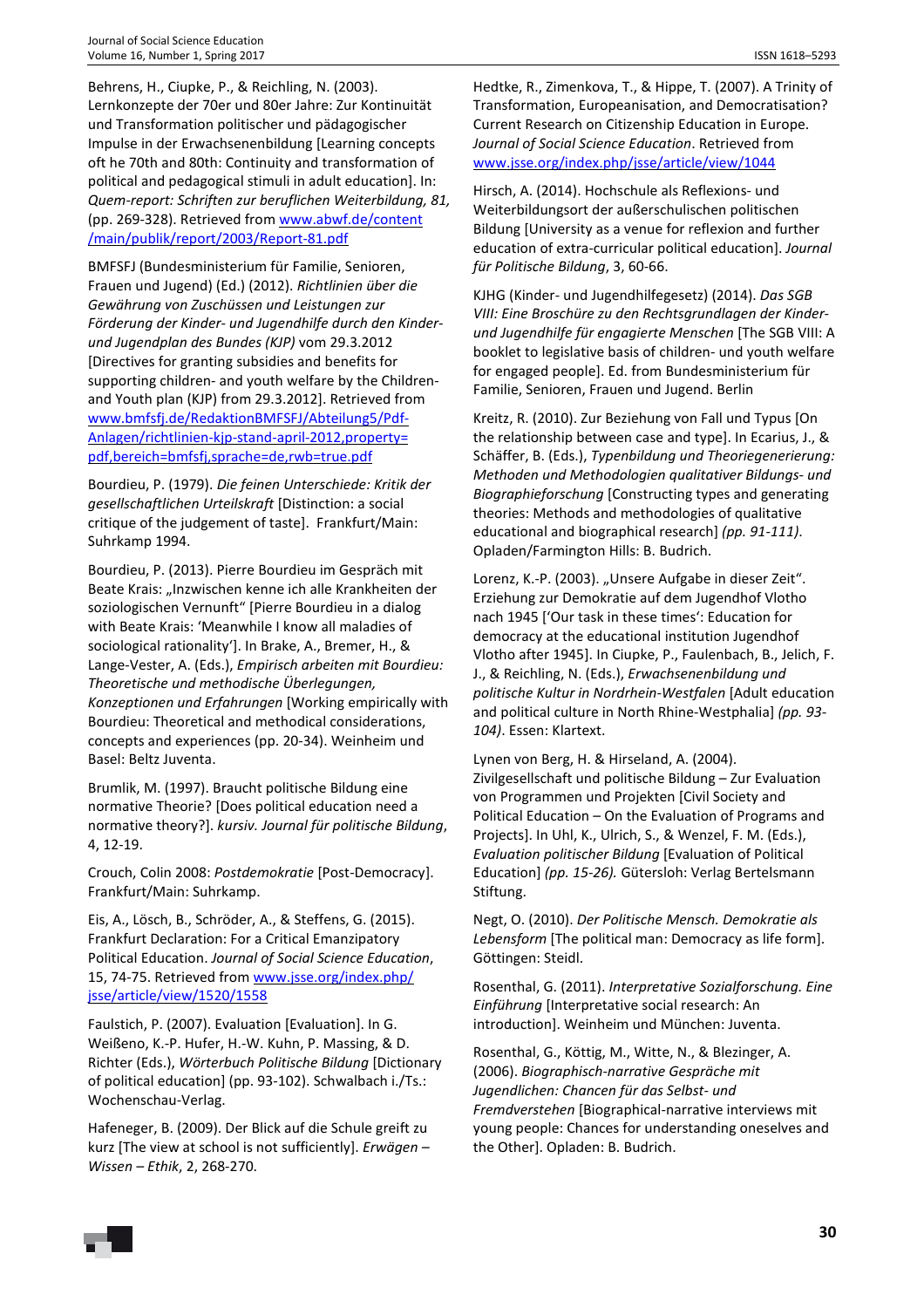Behrens, H., Ciupke, P., & Reichling, N. (2003). Lernkonzepte der 70er und 80er Jahre: Zur Kontinuität und Transformation politischer und pädagogischer Impulse in der Erwachsenenbildung [Learning concepts oft he 70th and 80th: Continuity and transformation of political and pedagogical stimuli in adult education]. In: *Quem-report: Schriften zur beruflichen Weiterbildung, 81,* (pp. 269-328). Retrieved from www.abwf.de/content/main/publik/report/2003/Report-81.pdf

BMFSFJ (Bundesministerium für Familie, Senioren, Frauen und Jugend) (Ed.) (2012). *Richtlinien über die Gewährung von Zuschüssen und Leistungen zur Förderung der Kinder- und Jugendhilfe durch den Kinder- und Jugendplan des Bundes (KJP)* vom 29.3.2012 [Directives for granting subsidies and benefits for supporting children- and youth welfare by the Children- and Youth plan (KJP) from 29.3.2012]. Retrieved from www.bmfsfj.de/RedaktionBMFSFJ/Abteilung5/Pdf-Anlagen/richtlinien-kjp-stand-april-2012,property=pdf,bereich=bmfsfj,sprache=de,rwb=true.pdf

Bourdieu, P. (1979). *Die feinen Unterschiede: Kritik der gesellschaftlichen Urteilskraft* [Distinction: a social critique of the judgement of taste]. Frankfurt/Main: Suhrkamp 1994.

Bourdieu, P. (2013). Pierre Bourdieu im Gespräch mit Beate Krais: „Inzwischen kenne ich alle Krankheiten der soziologischen Vernunft" [Pierre Bourdieu in a dialog with Beate Krais: 'Meanwhile I know all maladies of sociological rationality']. In Brake, A., Bremer, H., & Lange-Vester, A. (Eds.), *Empirisch arbeiten mit Bourdieu: Theoretische und methodische Überlegungen, Konzeptionen und Erfahrungen* [Working empirically with Bourdieu: Theoretical and methodical considerations, concepts and experiences (pp. 20-34). Weinheim und Basel: Beltz Juventa.

Brumlik, M. (1997). Braucht politische Bildung eine normative Theorie? [Does political education need a normative theory?]. *kursiv. Journal für politische Bildung*, 4, 12-19.

Crouch, Colin 2008: *Postdemokratie* [Post-Democracy]. Frankfurt/Main: Suhrkamp.

Eis, A., Lösch, B., Schröder, A., & Steffens, G. (2015). Frankfurt Declaration: For a Critical Emanzipatory Political Education. *Journal of Social Science Education*, 15, 74-75. Retrieved from www.jsse.org/index.php/jsse/article/view/1520/1558

Faulstich, P. (2007). Evaluation [Evaluation]. In G. Weißeno, K.-P. Hufer, H.-W. Kuhn, P. Massing, & D. Richter (Eds.), *Wörterbuch Politische Bildung* [Dictionary of political education] (pp. 93-102). Schwalbach i./Ts.: Wochenschau-Verlag.

Hafeneger, B. (2009). Der Blick auf die Schule greift zu kurz [The view at school is not sufficiently]. *Erwägen – Wissen – Ethik*, 2, 268-270.

Hedtke, R., Zimenkova, T., & Hippe, T. (2007). A Trinity of Transformation, Europeanisation, and Democratisation? Current Research on Citizenship Education in Europe. *Journal of Social Science Education*. Retrieved from www.jsse.org/index.php/jsse/article/view/1044

Hirsch, A. (2014). Hochschule als Reflexions- und Weiterbildungsort der außerschulischen politischen Bildung [University as a venue for reflexion and further education of extra-curricular political education]. *Journal für Politische Bildung*, 3, 60-66.

KJHG (Kinder- und Jugendhilfegesetz) (2014). *Das SGB VIII: Eine Broschüre zu den Rechtsgrundlagen der Kinder- und Jugendhilfe für engagierte Menschen* [The SGB VIII: A booklet to legislative basis of children- und youth welfare for engaged people]. Ed. from Bundesministerium für Familie, Senioren, Frauen und Jugend. Berlin

Kreitz, R. (2010). Zur Beziehung von Fall und Typus [On the relationship between case and type]. In Ecarius, J., & Schäffer, B. (Eds.), *Typenbildung und Theoriegenerierung: Methoden und Methodologien qualitativer Bildungs- und Biographieforschung* [Constructing types and generating theories: Methods and methodologies of qualitative educational and biographical research] *(pp. 91-111)*. Opladen/Farmington Hills: B. Budrich.

Lorenz, K.-P. (2003). „Unsere Aufgabe in dieser Zeit". Erziehung zur Demokratie auf dem Jugendhof Vlotho nach 1945 ['Our task in these times': Education for democracy at the educational institution Jugendhof Vlotho after 1945]. In Ciupke, P., Faulenbach, B., Jelich, F. J., & Reichling, N. (Eds.), *Erwachsenenbildung und politische Kultur in Nordrhein-Westfalen* [Adult education and political culture in North Rhine-Westphalia] *(pp. 93-104)*. Essen: Klartext.

Lynen von Berg, H. & Hirseland, A. (2004). Zivilgesellschaft und politische Bildung – Zur Evaluation von Programmen und Projekten [Civil Society and Political Education – On the Evaluation of Programs and Projects]. In Uhl, K., Ulrich, S., & Wenzel, F. M. (Eds.), *Evaluation politischer Bildung* [Evaluation of Political Education] *(pp. 15-26).* Gütersloh: Verlag Bertelsmann Stiftung.

Negt, O. (2010). *Der Politische Mensch. Demokratie als Lebensform* [The political man: Democracy as life form]. Göttingen: Steidl.

Rosenthal, G. (2011). *Interpretative Sozialforschung. Eine Einführung* [Interpretative social research: An introduction]. Weinheim und München: Juventa.

Rosenthal, G., Köttig, M., Witte, N., & Blezinger, A. (2006). *Biographisch-narrative Gespräche mit Jugendlichen: Chancen für das Selbst- und Fremdverstehen* [Biographical-narrative interviews mit young people: Chances for understanding oneselves and the Other]. Opladen: B. Budrich.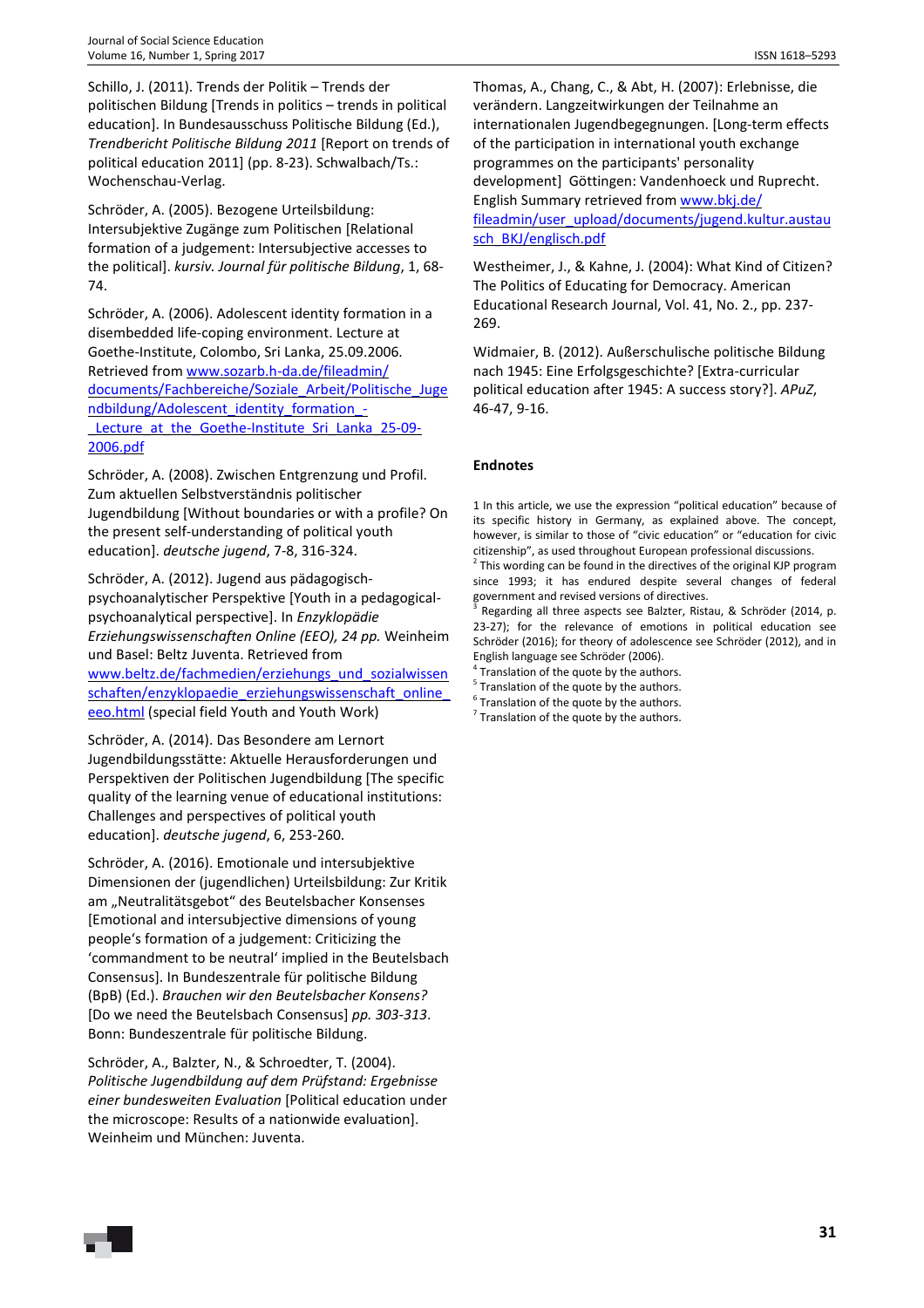Schillo, J. (2011). Trends der Politik – Trends der politischen Bildung [Trends in politics – trends in political education]. In Bundesausschuss Politische Bildung (Ed.), *Trendbericht Politische Bildung 2011* [Report on trends of political education 2011] (pp. 8-23). Schwalbach/Ts.: Wochenschau-Verlag.

Schröder, A. (2005). Bezogene Urteilsbildung: Intersubjektive Zugänge zum Politischen [Relational formation of a judgement: Intersubjective accesses to the political]. *kursiv. Journal für politische Bildung*, 1, 68-74.

Schröder, A. (2006). Adolescent identity formation in a disembedded life-coping environment. Lecture at Goethe-Institute, Colombo, Sri Lanka, 25.09.2006. Retrieved from www.sozarb.h-da.de/fileadmin/documents/Fachbereiche/Soziale_Arbeit/Politische_Jugendbildung/Adolescent_identity_formation_-_Lecture_at_the_Goethe-Institute_Sri_Lanka_25-09-2006.pdf

Schröder, A. (2008). Zwischen Entgrenzung und Profil. Zum aktuellen Selbstverständnis politischer Jugendbildung [Without boundaries or with a profile? On the present self-understanding of political youth education]. *deutsche jugend*, 7-8, 316-324.

Schröder, A. (2012). Jugend aus pädagogisch-psychoanalytischer Perspektive [Youth in a pedagogical-psychoanalytical perspective]. In *Enzyklopädie Erziehungswissenschaften Online (EEO), 24 pp.* Weinheim und Basel: Beltz Juventa. Retrieved from www.beltz.de/fachmedien/erziehungs_und_sozialwissenschaften/enzyklopaedie_erziehungswissenschaft_online_eeo.html (special field Youth and Youth Work)

Schröder, A. (2014). Das Besondere am Lernort Jugendbildungsstätte: Aktuelle Herausforderungen und Perspektiven der Politischen Jugendbildung [The specific quality of the learning venue of educational institutions: Challenges and perspectives of political youth education]. *deutsche jugend*, 6, 253-260.

Schröder, A. (2016). Emotionale und intersubjektive Dimensionen der (jugendlichen) Urteilsbildung: Zur Kritik am „Neutralitätsgebot" des Beutelsbacher Konsenses [Emotional and intersubjective dimensions of young people's formation of a judgement: Criticizing the 'commandment to be neutral' implied in the Beutelsbach Consensus]. In Bundeszentrale für politische Bildung (BpB) (Ed.). *Brauchen wir den Beutelsbacher Konsens?* [Do we need the Beutelsbach Consensus] *pp. 303-313*. Bonn: Bundeszentrale für politische Bildung.

Schröder, A., Balzter, N., & Schroedter, T. (2004). *Politische Jugendbildung auf dem Prüfstand: Ergebnisse einer bundesweiten Evaluation* [Political education under the microscope: Results of a nationwide evaluation]. Weinheim und München: Juventa.

Thomas, A., Chang, C., & Abt, H. (2007): Erlebnisse, die verändern. Langzeitwirkungen der Teilnahme an internationalen Jugendbegegnungen. [Long-term effects of the participation in international youth exchange programmes on the participants' personality development] Göttingen: Vandenhoeck und Ruprecht. English Summary retrieved from www.bkj.de/fileadmin/user_upload/documents/jugend.kultur.austausch_BKJ/englisch.pdf

Westheimer, J., & Kahne, J. (2004): What Kind of Citizen? The Politics of Educating for Democracy. American Educational Research Journal, Vol. 41, No. 2., pp. 237-269.

Widmaier, B. (2012). Außerschulische politische Bildung nach 1945: Eine Erfolgsgeschichte? [Extra-curricular political education after 1945: A success story?]. *APuZ*, 46-47, 9-16.

### Endnotes

1 In this article, we use the expression "political education" because of its specific history in Germany, as explained above. The concept, however, is similar to those of "civic education" or "education for civic citizenship", as used throughout European professional discussions.

[2] This wording can be found in the directives of the original KJP program since 1993; it has endured despite several changes of federal government and revised versions of directives.

[3] Regarding all three aspects see Balzter, Ristau, & Schröder (2014, p. 23-27); for the relevance of emotions in political education see Schröder (2016); for theory of adolescence see Schröder (2012), and in English language see Schröder (2006).

[4] Translation of the quote by the authors.

[5] Translation of the quote by the authors.

[6] Translation of the quote by the authors.

[7] Translation of the quote by the authors.